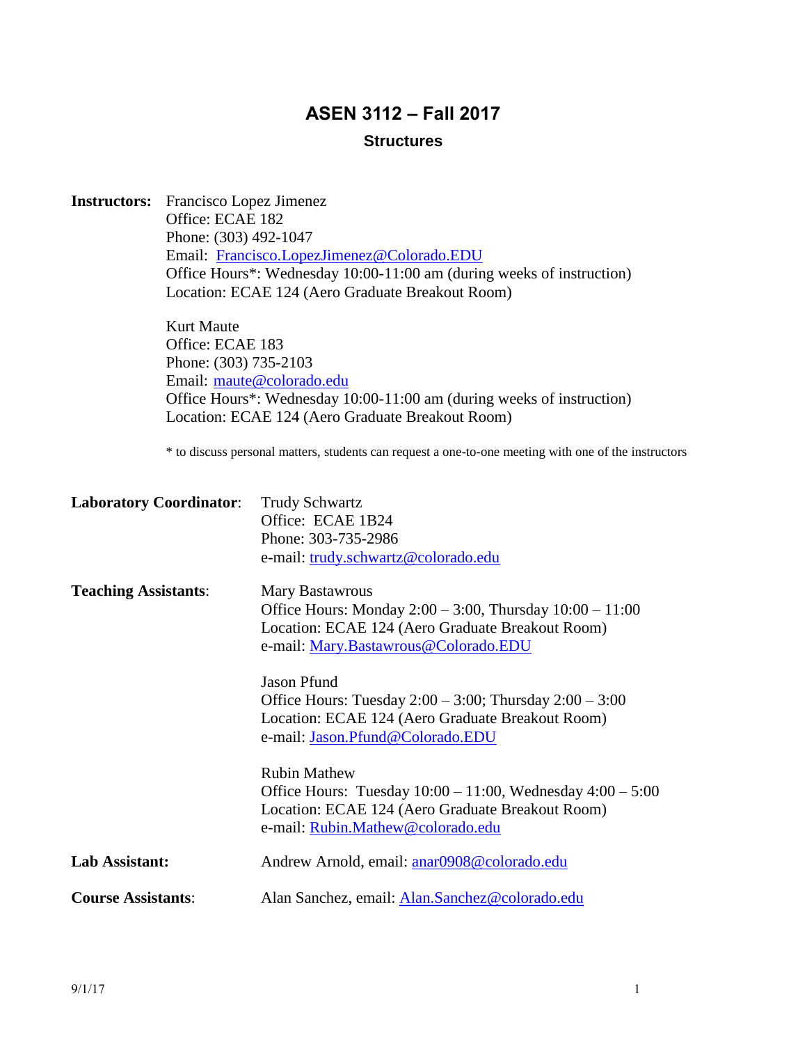# ASEN 3112 – Fall 2017

## Structures

**Instructors:** Francisco Lopez Jimenez
Office: ECAE 182
Phone: (303) 492-1047
Email: Francisco.LopezJimenez@Colorado.EDU
Office Hours*: Wednesday 10:00-11:00 am (during weeks of instruction)
Location: ECAE 124 (Aero Graduate Breakout Room)

Kurt Maute
Office: ECAE 183
Phone: (303) 735-2103
Email: maute@colorado.edu
Office Hours*: Wednesday 10:00-11:00 am (during weeks of instruction)
Location: ECAE 124 (Aero Graduate Breakout Room)

\* to discuss personal matters, students can request a one-to-one meeting with one of the instructors

**Laboratory Coordinator**: Trudy Schwartz
Office: ECAE 1B24
Phone: 303-735-2986
e-mail: trudy.schwartz@colorado.edu

**Teaching Assistants**: Mary Bastawrous
Office Hours: Monday 2:00 – 3:00, Thursday 10:00 – 11:00
Location: ECAE 124 (Aero Graduate Breakout Room)
e-mail: Mary.Bastawrous@Colorado.EDU

Jason Pfund
Office Hours: Tuesday 2:00 – 3:00; Thursday 2:00 – 3:00
Location: ECAE 124 (Aero Graduate Breakout Room)
e-mail: Jason.Pfund@Colorado.EDU

Rubin Mathew
Office Hours: Tuesday 10:00 – 11:00, Wednesday 4:00 – 5:00
Location: ECAE 124 (Aero Graduate Breakout Room)
e-mail: Rubin.Mathew@colorado.edu

**Lab Assistant:** Andrew Arnold, email: anar0908@colorado.edu

**Course Assistants**: Alan Sanchez, email: Alan.Sanchez@colorado.edu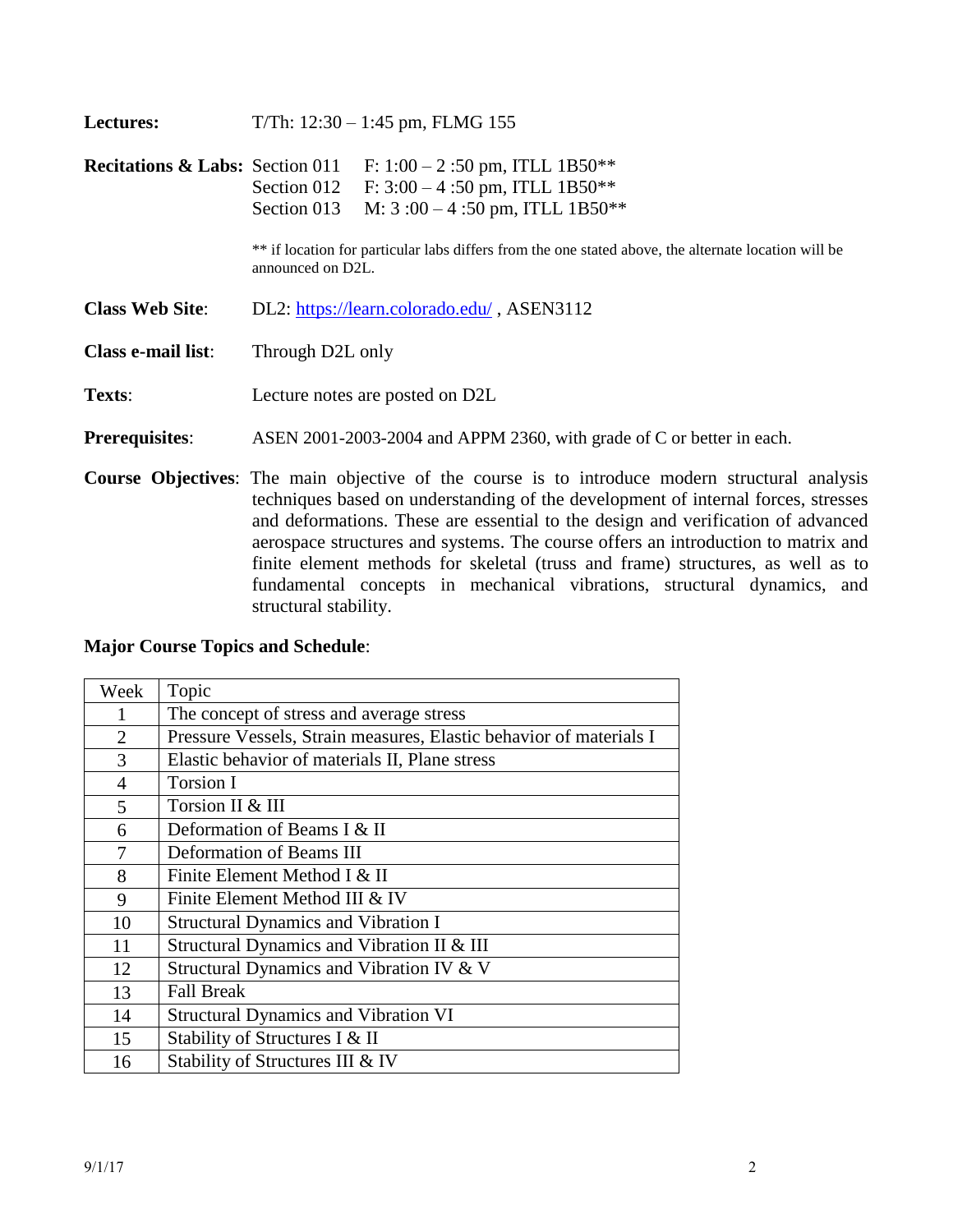**Lectures:** T/Th: 12:30 – 1:45 pm, FLMG 155

**Recitations & Labs:** Section 011 F: 1:00 – 2 :50 pm, ITLL 1B50**
Section 012 F: 3:00 – 4 :50 pm, ITLL 1B50**
Section 013 M: 3 :00 – 4 :50 pm, ITLL 1B50**

** if location for particular labs differs from the one stated above, the alternate location will be announced on D2L.

**Class Web Site**: DL2: https://learn.colorado.edu/ , ASEN3112

**Class e-mail list**: Through D2L only

**Texts**: Lecture notes are posted on D2L

**Prerequisites**: ASEN 2001-2003-2004 and APPM 2360, with grade of C or better in each.

**Course Objectives**: The main objective of the course is to introduce modern structural analysis techniques based on understanding of the development of internal forces, stresses and deformations. These are essential to the design and verification of advanced aerospace structures and systems. The course offers an introduction to matrix and finite element methods for skeletal (truss and frame) structures, as well as to fundamental concepts in mechanical vibrations, structural dynamics, and structural stability.

**Major Course Topics and Schedule**:

| Week | Topic |
|---|---|
| 1 | The concept of stress and average stress |
| 2 | Pressure Vessels, Strain measures, Elastic behavior of materials I |
| 3 | Elastic behavior of materials II, Plane stress |
| 4 | Torsion I |
| 5 | Torsion II & III |
| 6 | Deformation of Beams I & II |
| 7 | Deformation of Beams III |
| 8 | Finite Element Method I & II |
| 9 | Finite Element Method III & IV |
| 10 | Structural Dynamics and Vibration I |
| 11 | Structural Dynamics and Vibration II & III |
| 12 | Structural Dynamics and Vibration IV & V |
| 13 | Fall Break |
| 14 | Structural Dynamics and Vibration VI |
| 15 | Stability of Structures I & II |
| 16 | Stability of Structures III & IV |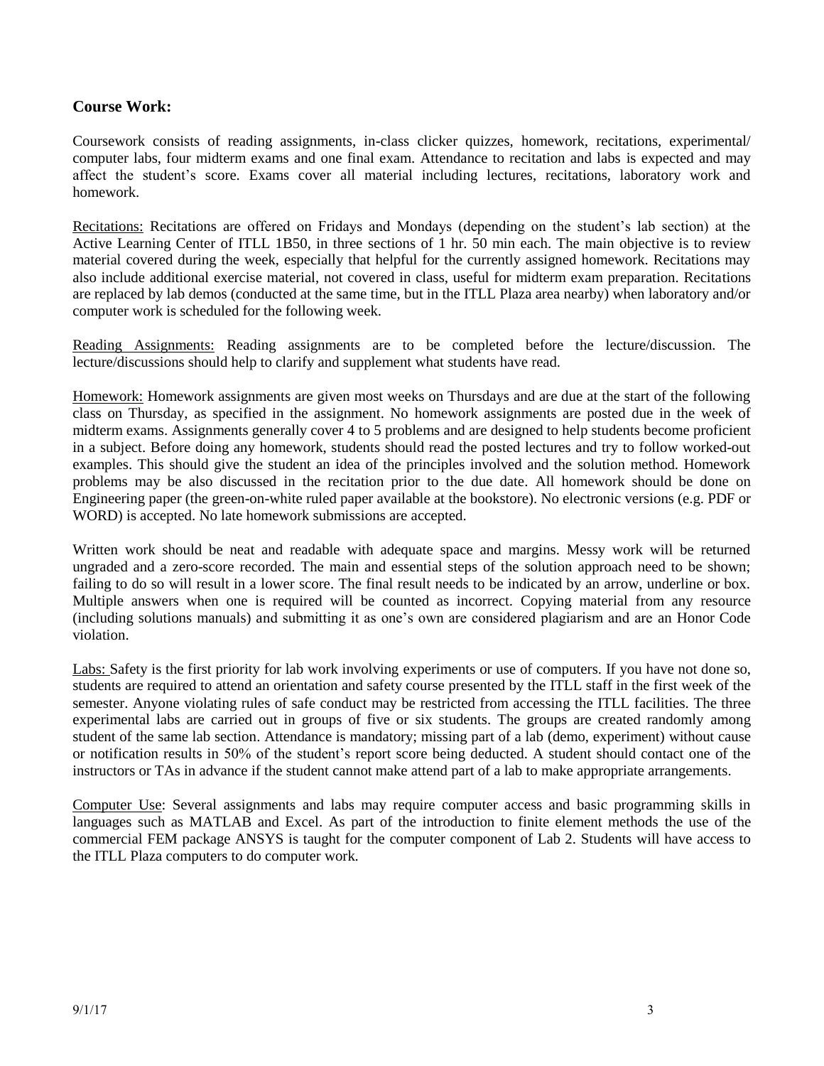## Course Work:

Coursework consists of reading assignments, in-class clicker quizzes, homework, recitations, experimental/ computer labs, four midterm exams and one final exam. Attendance to recitation and labs is expected and may affect the student's score. Exams cover all material including lectures, recitations, laboratory work and homework.

Recitations: Recitations are offered on Fridays and Mondays (depending on the student's lab section) at the Active Learning Center of ITLL 1B50, in three sections of 1 hr. 50 min each. The main objective is to review material covered during the week, especially that helpful for the currently assigned homework. Recitations may also include additional exercise material, not covered in class, useful for midterm exam preparation. Recitations are replaced by lab demos (conducted at the same time, but in the ITLL Plaza area nearby) when laboratory and/or computer work is scheduled for the following week.

Reading Assignments: Reading assignments are to be completed before the lecture/discussion. The lecture/discussions should help to clarify and supplement what students have read.

Homework: Homework assignments are given most weeks on Thursdays and are due at the start of the following class on Thursday, as specified in the assignment. No homework assignments are posted due in the week of midterm exams. Assignments generally cover 4 to 5 problems and are designed to help students become proficient in a subject. Before doing any homework, students should read the posted lectures and try to follow worked-out examples. This should give the student an idea of the principles involved and the solution method. Homework problems may be also discussed in the recitation prior to the due date. All homework should be done on Engineering paper (the green-on-white ruled paper available at the bookstore). No electronic versions (e.g. PDF or WORD) is accepted. No late homework submissions are accepted.

Written work should be neat and readable with adequate space and margins. Messy work will be returned ungraded and a zero-score recorded. The main and essential steps of the solution approach need to be shown; failing to do so will result in a lower score. The final result needs to be indicated by an arrow, underline or box. Multiple answers when one is required will be counted as incorrect. Copying material from any resource (including solutions manuals) and submitting it as one's own are considered plagiarism and are an Honor Code violation.

Labs: Safety is the first priority for lab work involving experiments or use of computers. If you have not done so, students are required to attend an orientation and safety course presented by the ITLL staff in the first week of the semester. Anyone violating rules of safe conduct may be restricted from accessing the ITLL facilities. The three experimental labs are carried out in groups of five or six students. The groups are created randomly among student of the same lab section. Attendance is mandatory; missing part of a lab (demo, experiment) without cause or notification results in 50% of the student's report score being deducted. A student should contact one of the instructors or TAs in advance if the student cannot make attend part of a lab to make appropriate arrangements.

Computer Use: Several assignments and labs may require computer access and basic programming skills in languages such as MATLAB and Excel. As part of the introduction to finite element methods the use of the commercial FEM package ANSYS is taught for the computer component of Lab 2. Students will have access to the ITLL Plaza computers to do computer work.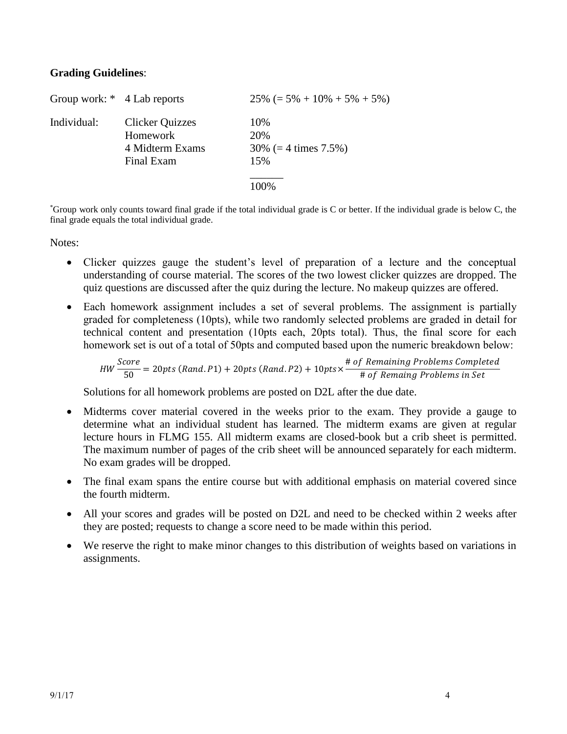**Grading Guidelines**:

| | | |
|---|---|---|
| Group work: * | 4 Lab reports | 25% (= 5% + 10% + 5% + 5%) |
| Individual: | Clicker Quizzes | 10% |
| | Homework | 20% |
| | 4 Midterm Exams | 30% (= 4 times 7.5%) |
| | Final Exam | 15% |
| | | 100% |

*Group work only counts toward final grade if the total individual grade is C or better. If the individual grade is below C, the final grade equals the total individual grade.

Notes:

- Clicker quizzes gauge the student's level of preparation of a lecture and the conceptual understanding of course material. The scores of the two lowest clicker quizzes are dropped. The quiz questions are discussed after the quiz during the lecture. No makeup quizzes are offered.
- Each homework assignment includes a set of several problems. The assignment is partially graded for completeness (10pts), while two randomly selected problems are graded in detail for technical content and presentation (10pts each, 20pts total). Thus, the final score for each homework set is out of a total of 50pts and computed based upon the numeric breakdown below:

  $$HW\,\frac{Score}{50} = 20pts\,(Rand.P1) + 20pts\,(Rand.P2) + 10pts \times \frac{\#\ of\ Remaining\ Problems\ Completed}{\#\ of\ Remaing\ Problems\ in\ Set}$$

  Solutions for all homework problems are posted on D2L after the due date.
- Midterms cover material covered in the weeks prior to the exam. They provide a gauge to determine what an individual student has learned. The midterm exams are given at regular lecture hours in FLMG 155. All midterm exams are closed-book but a crib sheet is permitted. The maximum number of pages of the crib sheet will be announced separately for each midterm. No exam grades will be dropped.
- The final exam spans the entire course but with additional emphasis on material covered since the fourth midterm.
- All your scores and grades will be posted on D2L and need to be checked within 2 weeks after they are posted; requests to change a score need to be made within this period.
- We reserve the right to make minor changes to this distribution of weights based on variations in assignments.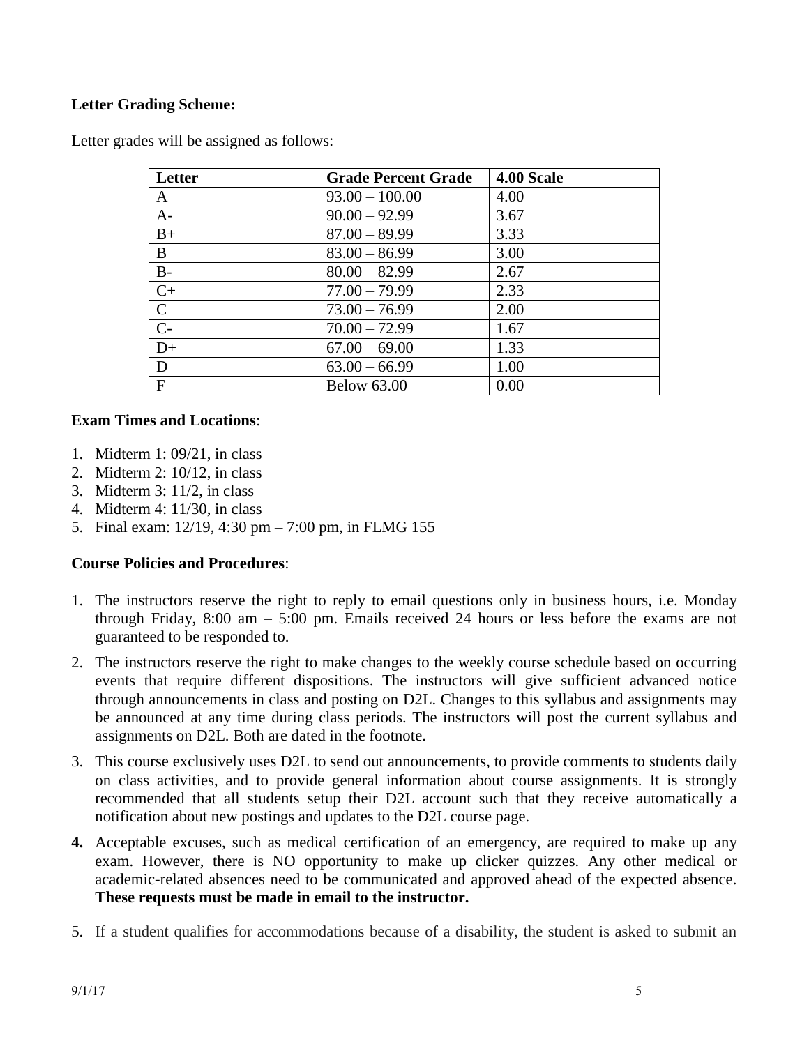**Letter Grading Scheme:**

Letter grades will be assigned as follows:

| Letter | Grade Percent Grade | 4.00 Scale |
|---|---|---|
| A | 93.00 – 100.00 | 4.00 |
| A- | 90.00 – 92.99 | 3.67 |
| B+ | 87.00 – 89.99 | 3.33 |
| B | 83.00 – 86.99 | 3.00 |
| B- | 80.00 – 82.99 | 2.67 |
| C+ | 77.00 – 79.99 | 2.33 |
| C | 73.00 – 76.99 | 2.00 |
| C- | 70.00 – 72.99 | 1.67 |
| D+ | 67.00 – 69.00 | 1.33 |
| D | 63.00 – 66.99 | 1.00 |
| F | Below 63.00 | 0.00 |

**Exam Times and Locations**:

1. Midterm 1: 09/21, in class
2. Midterm 2: 10/12, in class
3. Midterm 3: 11/2, in class
4. Midterm 4: 11/30, in class
5. Final exam: 12/19, 4:30 pm – 7:00 pm, in FLMG 155

**Course Policies and Procedures**:

1. The instructors reserve the right to reply to email questions only in business hours, i.e. Monday through Friday, 8:00 am – 5:00 pm. Emails received 24 hours or less before the exams are not guaranteed to be responded to.
2. The instructors reserve the right to make changes to the weekly course schedule based on occurring events that require different dispositions. The instructors will give sufficient advanced notice through announcements in class and posting on D2L. Changes to this syllabus and assignments may be announced at any time during class periods. The instructors will post the current syllabus and assignments on D2L. Both are dated in the footnote.
3. This course exclusively uses D2L to send out announcements, to provide comments to students daily on class activities, and to provide general information about course assignments. It is strongly recommended that all students setup their D2L account such that they receive automatically a notification about new postings and updates to the D2L course page.
4. Acceptable excuses, such as medical certification of an emergency, are required to make up any exam. However, there is NO opportunity to make up clicker quizzes. Any other medical or academic-related absences need to be communicated and approved ahead of the expected absence. **These requests must be made in email to the instructor.**
5. If a student qualifies for accommodations because of a disability, the student is asked to submit an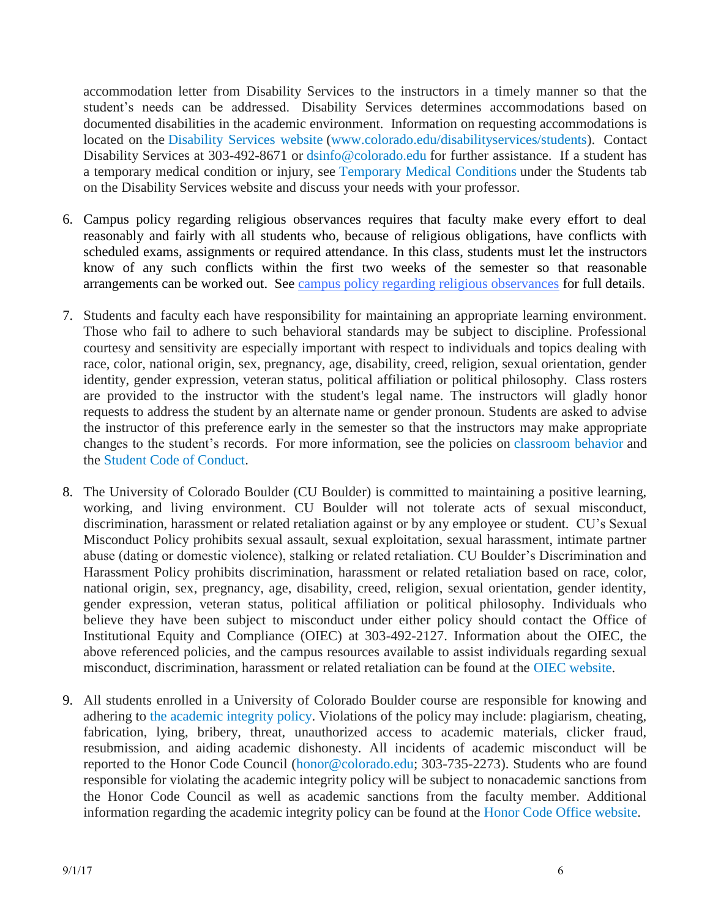accommodation letter from Disability Services to the instructors in a timely manner so that the student's needs can be addressed. Disability Services determines accommodations based on documented disabilities in the academic environment. Information on requesting accommodations is located on the Disability Services website (www.colorado.edu/disabilityservices/students). Contact Disability Services at 303-492-8671 or dsinfo@colorado.edu for further assistance. If a student has a temporary medical condition or injury, see Temporary Medical Conditions under the Students tab on the Disability Services website and discuss your needs with your professor.

6. Campus policy regarding religious observances requires that faculty make every effort to deal reasonably and fairly with all students who, because of religious obligations, have conflicts with scheduled exams, assignments or required attendance. In this class, students must let the instructors know of any such conflicts within the first two weeks of the semester so that reasonable arrangements can be worked out. See campus policy regarding religious observances for full details.

7. Students and faculty each have responsibility for maintaining an appropriate learning environment. Those who fail to adhere to such behavioral standards may be subject to discipline. Professional courtesy and sensitivity are especially important with respect to individuals and topics dealing with race, color, national origin, sex, pregnancy, age, disability, creed, religion, sexual orientation, gender identity, gender expression, veteran status, political affiliation or political philosophy. Class rosters are provided to the instructor with the student's legal name. The instructors will gladly honor requests to address the student by an alternate name or gender pronoun. Students are asked to advise the instructor of this preference early in the semester so that the instructors may make appropriate changes to the student's records. For more information, see the policies on classroom behavior and the Student Code of Conduct.

8. The University of Colorado Boulder (CU Boulder) is committed to maintaining a positive learning, working, and living environment. CU Boulder will not tolerate acts of sexual misconduct, discrimination, harassment or related retaliation against or by any employee or student. CU's Sexual Misconduct Policy prohibits sexual assault, sexual exploitation, sexual harassment, intimate partner abuse (dating or domestic violence), stalking or related retaliation. CU Boulder's Discrimination and Harassment Policy prohibits discrimination, harassment or related retaliation based on race, color, national origin, sex, pregnancy, age, disability, creed, religion, sexual orientation, gender identity, gender expression, veteran status, political affiliation or political philosophy. Individuals who believe they have been subject to misconduct under either policy should contact the Office of Institutional Equity and Compliance (OIEC) at 303-492-2127. Information about the OIEC, the above referenced policies, and the campus resources available to assist individuals regarding sexual misconduct, discrimination, harassment or related retaliation can be found at the OIEC website.

9. All students enrolled in a University of Colorado Boulder course are responsible for knowing and adhering to the academic integrity policy. Violations of the policy may include: plagiarism, cheating, fabrication, lying, bribery, threat, unauthorized access to academic materials, clicker fraud, resubmission, and aiding academic dishonesty. All incidents of academic misconduct will be reported to the Honor Code Council (honor@colorado.edu; 303-735-2273). Students who are found responsible for violating the academic integrity policy will be subject to nonacademic sanctions from the Honor Code Council as well as academic sanctions from the faculty member. Additional information regarding the academic integrity policy can be found at the Honor Code Office website.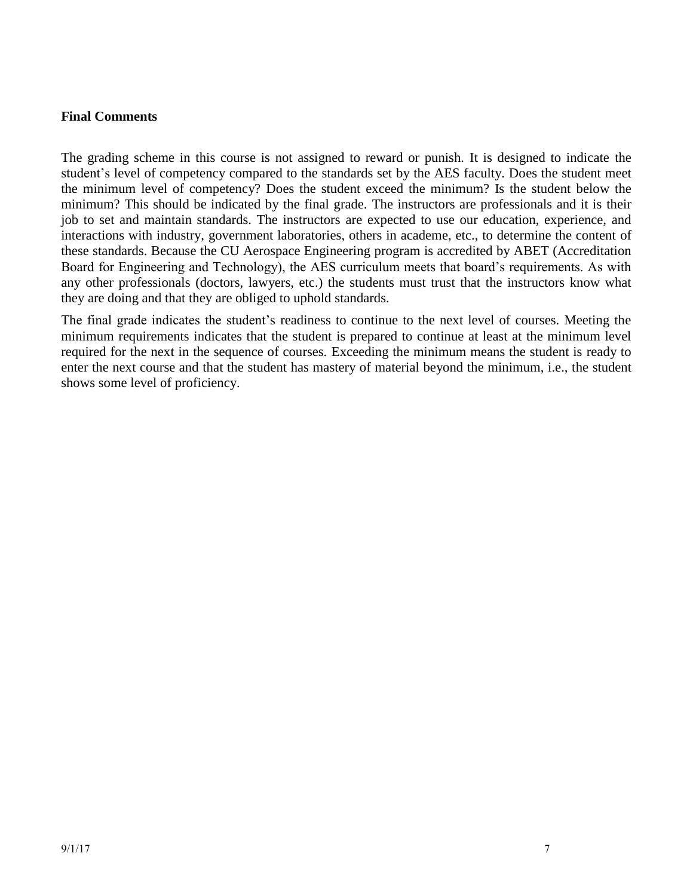**Final Comments**

The grading scheme in this course is not assigned to reward or punish. It is designed to indicate the student's level of competency compared to the standards set by the AES faculty. Does the student meet the minimum level of competency? Does the student exceed the minimum? Is the student below the minimum? This should be indicated by the final grade. The instructors are professionals and it is their job to set and maintain standards. The instructors are expected to use our education, experience, and interactions with industry, government laboratories, others in academe, etc., to determine the content of these standards. Because the CU Aerospace Engineering program is accredited by ABET (Accreditation Board for Engineering and Technology), the AES curriculum meets that board's requirements. As with any other professionals (doctors, lawyers, etc.) the students must trust that the instructors know what they are doing and that they are obliged to uphold standards.

The final grade indicates the student's readiness to continue to the next level of courses. Meeting the minimum requirements indicates that the student is prepared to continue at least at the minimum level required for the next in the sequence of courses. Exceeding the minimum means the student is ready to enter the next course and that the student has mastery of material beyond the minimum, i.e., the student shows some level of proficiency.